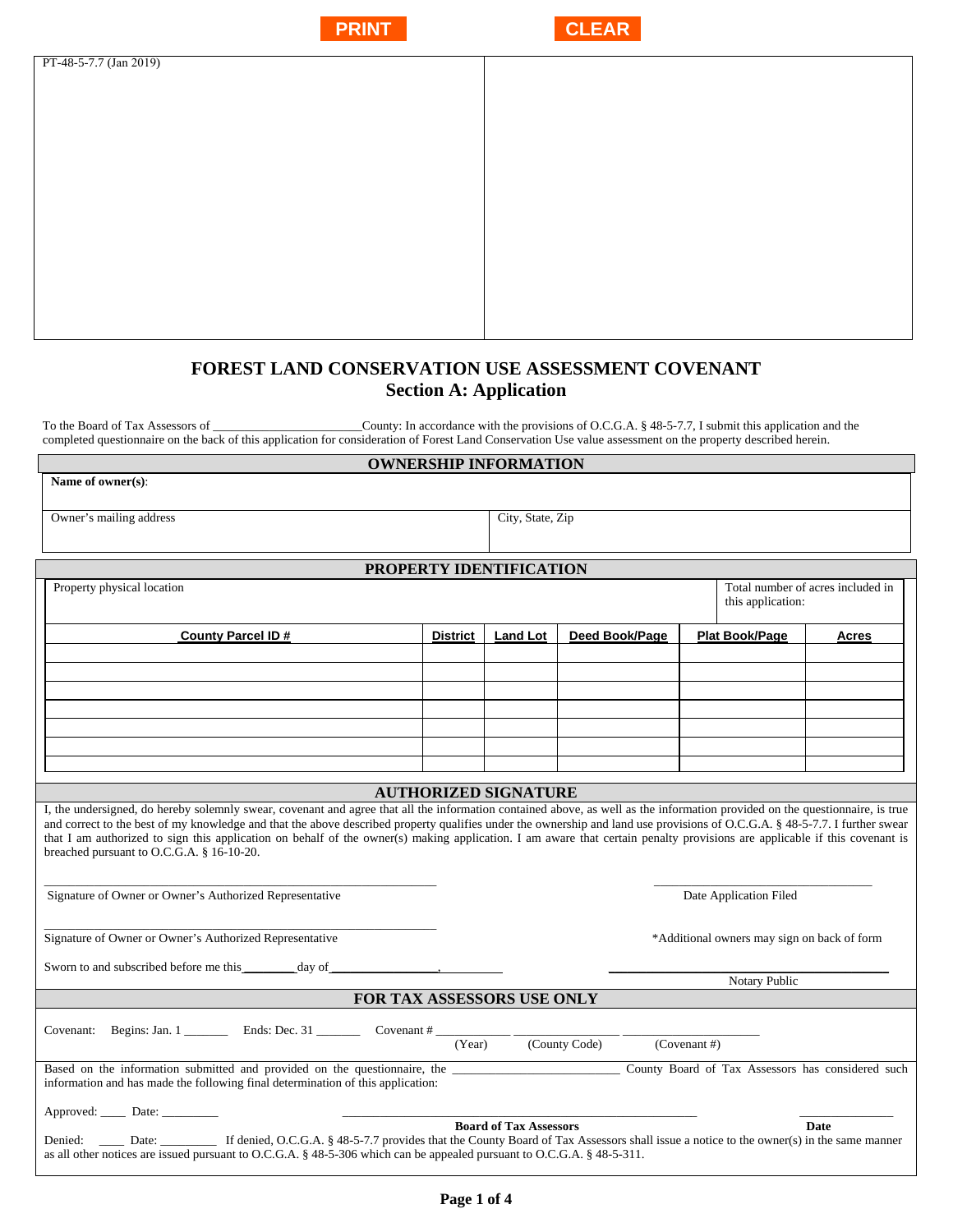PT-48-5-7.7 (Jan 2019)

# FOREST LAND CONSERVATION USE ASSESSMENT COVENANT
## Section A: Application

To the Board of Tax Assessors of ______________________County: In accordance with the provisions of O.C.G.A. § 48-5-7.7, I submit this application and the completed questionnaire on the back of this application for consideration of Forest Land Conservation Use value assessment on the property described herein.

### OWNERSHIP INFORMATION

**Name of owner(s)**:

| Owner's mailing address | City, State, Zip |
|---|---|
| | |

### PROPERTY IDENTIFICATION

| Property physical location | Total number of acres included in this application: |
|---|---|
| | |

| County Parcel ID # | District | Land Lot | Deed Book/Page | Plat Book/Page | Acres |
|---|---|---|---|---|---|
| | | | | | |
| | | | | | |
| | | | | | |
| | | | | | |
| | | | | | |
| | | | | | |
| | | | | | |

### AUTHORIZED SIGNATURE

I, the undersigned, do hereby solemnly swear, covenant and agree that all the information contained above, as well as the information provided on the questionnaire, is true and correct to the best of my knowledge and that the above described property qualifies under the ownership and land use provisions of O.C.G.A. § 48-5-7.7. I further swear that I am authorized to sign this application on behalf of the owner(s) making application. I am aware that certain penalty provisions are applicable if this covenant is breached pursuant to O.C.G.A. § 16-10-20.

______________________________________________ 
Signature of Owner or Owner's Authorized Representative

______________________________ 
Date Application Filed

______________________________________________ 
Signature of Owner or Owner's Authorized Representative

*Additional owners may sign on back of form

Sworn to and subscribed before me this ________day of_________________, __________

______________________________ 
Notary Public

### FOR TAX ASSESSORS USE ONLY

Covenant: Begins: Jan. 1 _______ Ends: Dec. 31 _______ Covenant # ____________ (Year) ________________ (County Code) ____________________ (Covenant #)

Based on the information submitted and provided on the questionnaire, the __________________________ County Board of Tax Assessors has considered such information and has made the following final determination of this application:

Approved: ____ Date: _________

______________________________________________ 
**Board of Tax Assessors**

_______________ 
**Date**

Denied: ____ Date: _________ If denied, O.C.G.A. § 48-5-7.7 provides that the County Board of Tax Assessors shall issue a notice to the owner(s) in the same manner as all other notices are issued pursuant to O.C.G.A. § 48-5-306 which can be appealed pursuant to O.C.G.A. § 48-5-311.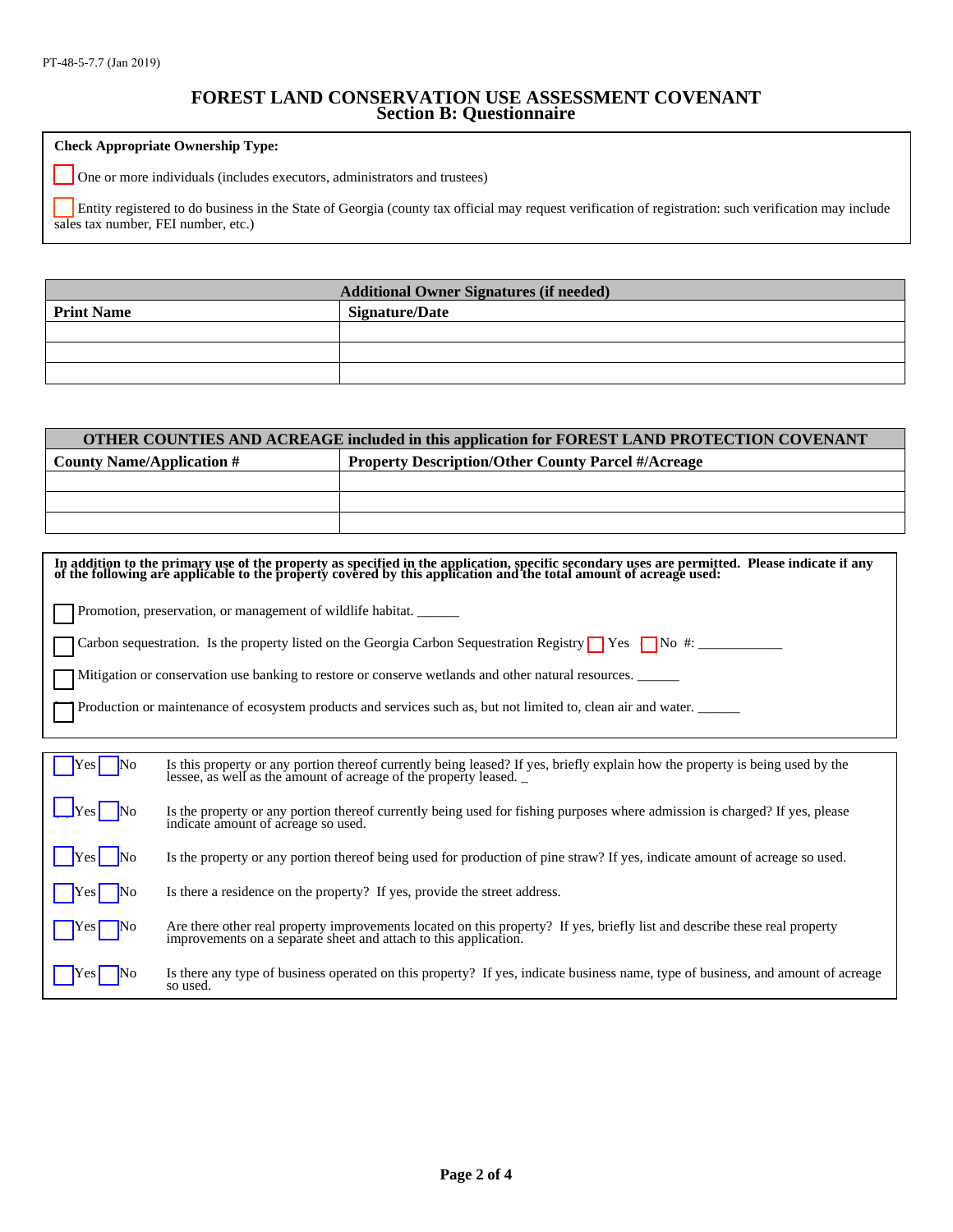PT-48-5-7.7 (Jan 2019)

# FOREST LAND CONSERVATION USE ASSESSMENT COVENANT
## Section B: Questionnaire

**Check Appropriate Ownership Type:**

☐ One or more individuals (includes executors, administrators and trustees)

☐ Entity registered to do business in the State of Georgia (county tax official may request verification of registration: such verification may include sales tax number, FEI number, etc.)

| Additional Owner Signatures (if needed) | |
|---|---|
| **Print Name** | **Signature/Date** |
| | |
| | |
| | |

| OTHER COUNTIES AND ACREAGE included in this application for FOREST LAND PROTECTION COVENANT | |
|---|---|
| **County Name/Application #** | **Property Description/Other County Parcel #/Acreage** |
| | |
| | |
| | |

**In addition to the primary use of the property as specified in the application, specific secondary uses are permitted. Please indicate if any of the following are applicable to the property covered by this application and the total amount of acreage used:**

☐ Promotion, preservation, or management of wildlife habitat. ______

☐ Carbon sequestration. Is the property listed on the Georgia Carbon Sequestration Registry ☐ Yes ☐ No #: ____________

☐ Mitigation or conservation use banking to restore or conserve wetlands and other natural resources. ______

☐ Production or maintenance of ecosystem products and services such as, but not limited to, clean air and water. ______

☐ Yes ☐ No Is this property or any portion thereof currently being leased? If yes, briefly explain how the property is being used by the lessee, as well as the amount of acreage of the property leased. _

☐ Yes ☐ No Is the property or any portion thereof currently being used for fishing purposes where admission is charged? If yes, please indicate amount of acreage so used.

☐ Yes ☐ No Is the property or any portion thereof being used for production of pine straw? If yes, indicate amount of acreage so used.

☐ Yes ☐ No Is there a residence on the property? If yes, provide the street address.

☐ Yes ☐ No Are there other real property improvements located on this property? If yes, briefly list and describe these real property improvements on a separate sheet and attach to this application.

☐ Yes ☐ No Is there any type of business operated on this property? If yes, indicate business name, type of business, and amount of acreage so used.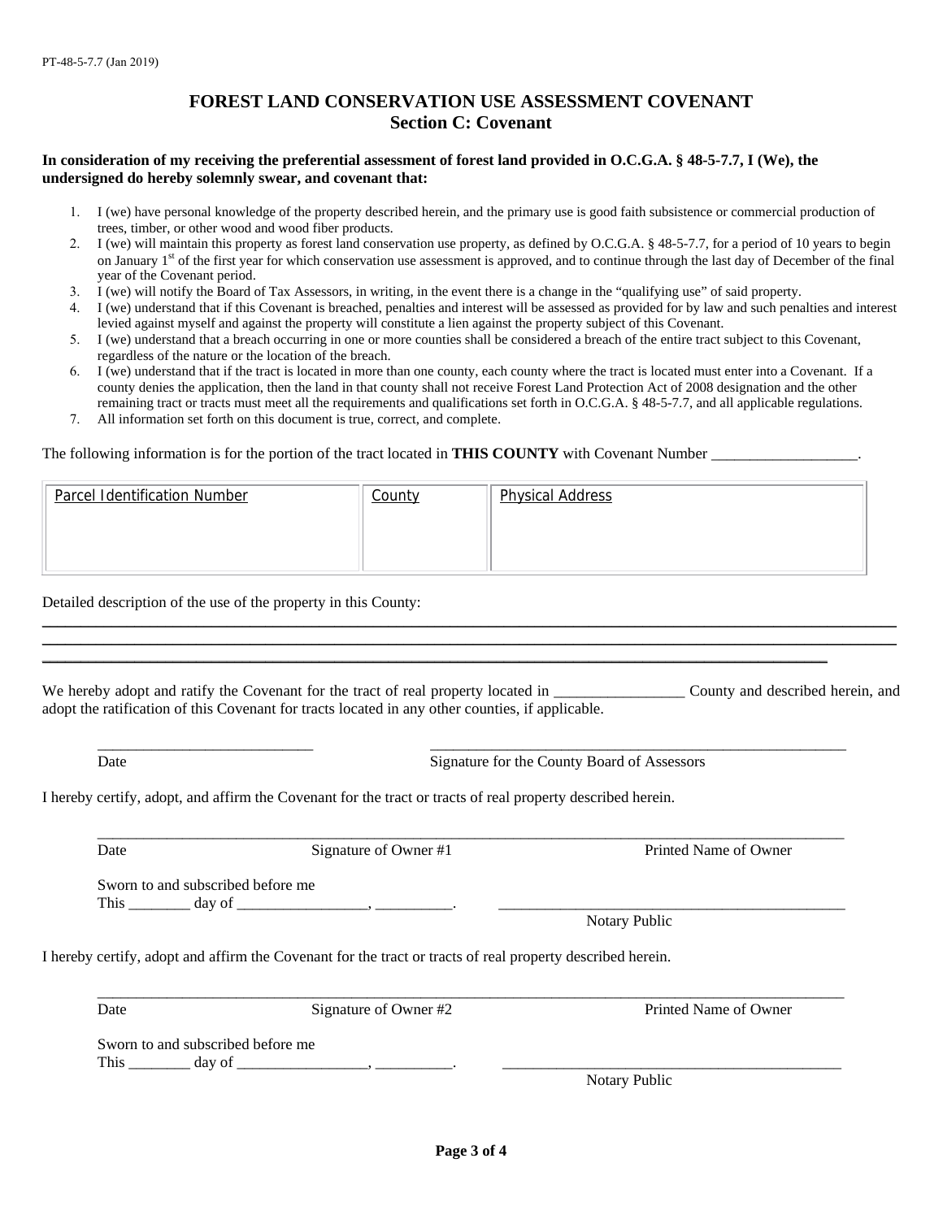PT-48-5-7.7 (Jan 2019)

# FOREST LAND CONSERVATION USE ASSESSMENT COVENANT
## Section C: Covenant

**In consideration of my receiving the preferential assessment of forest land provided in O.C.G.A. § 48-5-7.7, I (We), the undersigned do hereby solemnly swear, and covenant that:**

1. I (we) have personal knowledge of the property described herein, and the primary use is good faith subsistence or commercial production of trees, timber, or other wood and wood fiber products.
2. I (we) will maintain this property as forest land conservation use property, as defined by O.C.G.A. § 48-5-7.7, for a period of 10 years to begin on January 1st of the first year for which conservation use assessment is approved, and to continue through the last day of December of the final year of the Covenant period.
3. I (we) will notify the Board of Tax Assessors, in writing, in the event there is a change in the "qualifying use" of said property.
4. I (we) understand that if this Covenant is breached, penalties and interest will be assessed as provided for by law and such penalties and interest levied against myself and against the property will constitute a lien against the property subject of this Covenant.
5. I (we) understand that a breach occurring in one or more counties shall be considered a breach of the entire tract subject to this Covenant, regardless of the nature or the location of the breach.
6. I (we) understand that if the tract is located in more than one county, each county where the tract is located must enter into a Covenant. If a county denies the application, then the land in that county shall not receive Forest Land Protection Act of 2008 designation and the other remaining tract or tracts must meet all the requirements and qualifications set forth in O.C.G.A. § 48-5-7.7, and all applicable regulations.
7. All information set forth on this document is true, correct, and complete.

The following information is for the portion of the tract located in **THIS COUNTY** with Covenant Number ___________________.

| Parcel Identification Number | County | Physical Address |
|---|---|---|
| | | |

Detailed description of the use of the property in this County:

_______________________________________________________________________________________________

_______________________________________________________________________________________________

_______________________________________________________________________________________________

We hereby adopt and ratify the Covenant for the tract of real property located in ________________ County and described herein, and adopt the ratification of this Covenant for tracts located in any other counties, if applicable.

___________________________ &nbsp;&nbsp;&nbsp;&nbsp; _____________________________________________________

Date &nbsp;&nbsp;&nbsp;&nbsp; Signature for the County Board of Assessors

I hereby certify, adopt, and affirm the Covenant for the tract or tracts of real property described herein.

_______________________________________________________________________________________________

Date &nbsp;&nbsp;&nbsp;&nbsp; Signature of Owner #1 &nbsp;&nbsp;&nbsp;&nbsp; Printed Name of Owner

Sworn to and subscribed before me
This ________ day of ________________, __________. &nbsp;&nbsp;&nbsp;&nbsp; _____________________________________________

Notary Public

I hereby certify, adopt and affirm the Covenant for the tract or tracts of real property described herein.

_______________________________________________________________________________________________

Date &nbsp;&nbsp;&nbsp;&nbsp; Signature of Owner #2 &nbsp;&nbsp;&nbsp;&nbsp; Printed Name of Owner

Sworn to and subscribed before me
This ________ day of ________________, __________. &nbsp;&nbsp;&nbsp;&nbsp; _____________________________________________

Notary Public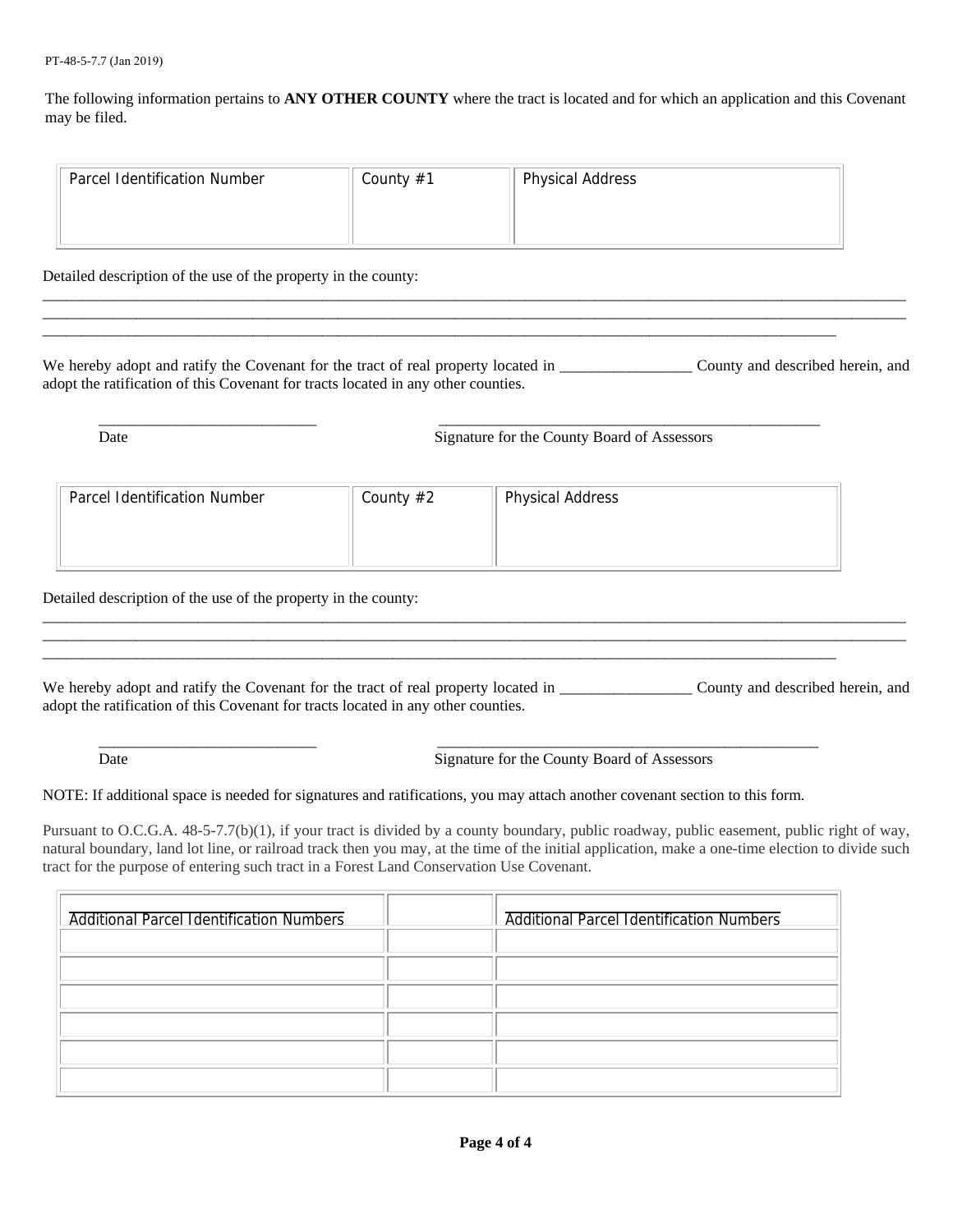The following information pertains to **ANY OTHER COUNTY** where the tract is located and for which an application and this Covenant may be filed.

| Parcel Identification Number | County #1 | Physical Address |
|---|---|---|
| | | |

Detailed description of the use of the property in the county:

______________________________________________________________________________________________________________
______________________________________________________________________________________________________________
______________________________________________________________________________________________________

We hereby adopt and ratify the Covenant for the tract of real property located in _________________ County and described herein, and adopt the ratification of this Covenant for tracts located in any other counties.

____________________________ Date

__________________________________________________ Signature for the County Board of Assessors

| Parcel Identification Number | County #2 | Physical Address |
|---|---|---|
| | | |

Detailed description of the use of the property in the county:

______________________________________________________________________________________________________________
______________________________________________________________________________________________________________
______________________________________________________________________________________________________

We hereby adopt and ratify the Covenant for the tract of real property located in _________________ County and described herein, and adopt the ratification of this Covenant for tracts located in any other counties.

____________________________ Date

__________________________________________________ Signature for the County Board of Assessors

NOTE: If additional space is needed for signatures and ratifications, you may attach another covenant section to this form.

Pursuant to O.C.G.A. 48-5-7.7(b)(1), if your tract is divided by a county boundary, public roadway, public easement, public right of way, natural boundary, land lot line, or railroad track then you may, at the time of the initial application, make a one-time election to divide such tract for the purpose of entering such tract in a Forest Land Conservation Use Covenant.

| Additional Parcel Identification Numbers | | Additional Parcel Identification Numbers |
|---|---|---|
| | | |
| | | |
| | | |
| | | |
| | | |
| | | |